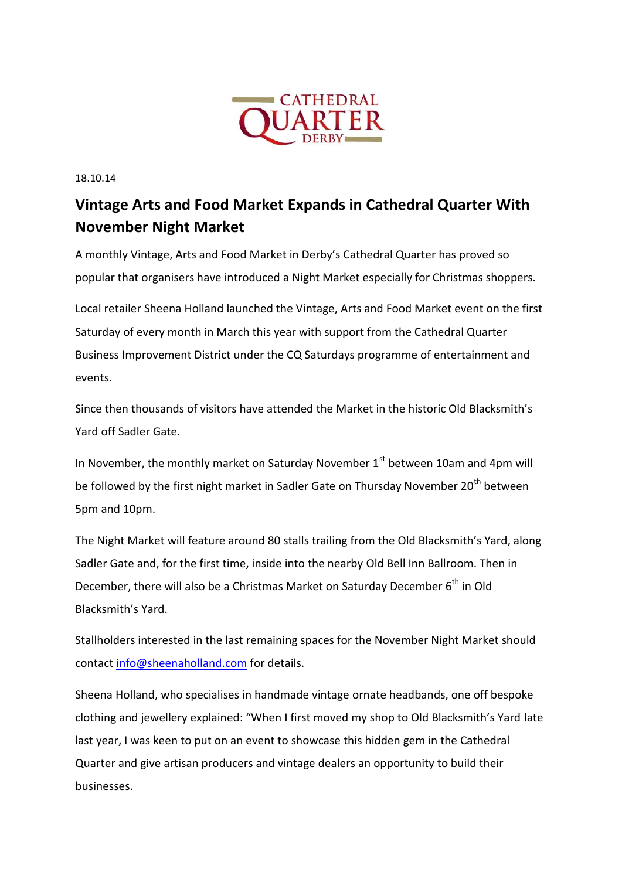CATHEDRAL QUARTER DERBY

18.10.14

# Vintage Arts and Food Market Expands in Cathedral Quarter With November Night Market

A monthly Vintage, Arts and Food Market in Derby's Cathedral Quarter has proved so popular that organisers have introduced a Night Market especially for Christmas shoppers.

Local retailer Sheena Holland launched the Vintage, Arts and Food Market event on the first Saturday of every month in March this year with support from the Cathedral Quarter Business Improvement District under the CQ Saturdays programme of entertainment and events.

Since then thousands of visitors have attended the Market in the historic Old Blacksmith's Yard off Sadler Gate.

In November, the monthly market on Saturday November 1st between 10am and 4pm will be followed by the first night market in Sadler Gate on Thursday November 20th between 5pm and 10pm.

The Night Market will feature around 80 stalls trailing from the Old Blacksmith's Yard, along Sadler Gate and, for the first time, inside into the nearby Old Bell Inn Ballroom. Then in December, there will also be a Christmas Market on Saturday December 6th in Old Blacksmith's Yard.

Stallholders interested in the last remaining spaces for the November Night Market should contact info@sheenaholland.com for details.

Sheena Holland, who specialises in handmade vintage ornate headbands, one off bespoke clothing and jewellery explained: "When I first moved my shop to Old Blacksmith's Yard late last year, I was keen to put on an event to showcase this hidden gem in the Cathedral Quarter and give artisan producers and vintage dealers an opportunity to build their businesses.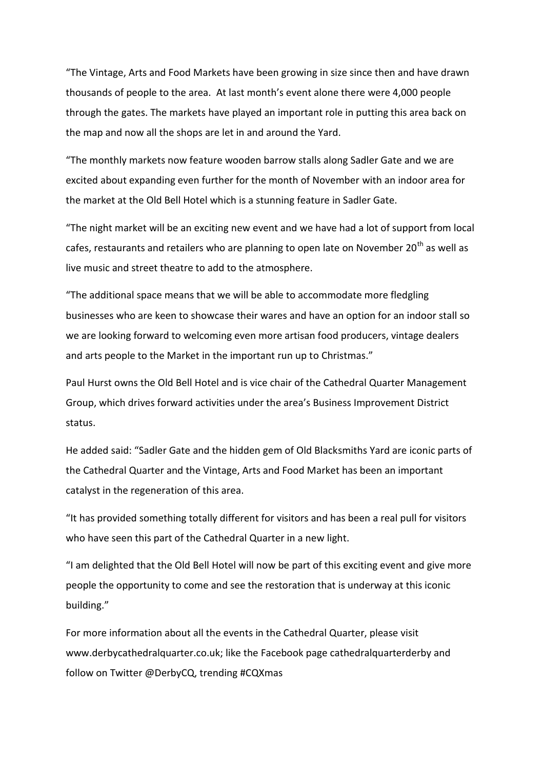"The Vintage, Arts and Food Markets have been growing in size since then and have drawn thousands of people to the area. At last month's event alone there were 4,000 people through the gates. The markets have played an important role in putting this area back on the map and now all the shops are let in and around the Yard.

"The monthly markets now feature wooden barrow stalls along Sadler Gate and we are excited about expanding even further for the month of November with an indoor area for the market at the Old Bell Hotel which is a stunning feature in Sadler Gate.

"The night market will be an exciting new event and we have had a lot of support from local cafes, restaurants and retailers who are planning to open late on November 20th as well as live music and street theatre to add to the atmosphere.

"The additional space means that we will be able to accommodate more fledgling businesses who are keen to showcase their wares and have an option for an indoor stall so we are looking forward to welcoming even more artisan food producers, vintage dealers and arts people to the Market in the important run up to Christmas."

Paul Hurst owns the Old Bell Hotel and is vice chair of the Cathedral Quarter Management Group, which drives forward activities under the area's Business Improvement District status.

He added said: "Sadler Gate and the hidden gem of Old Blacksmiths Yard are iconic parts of the Cathedral Quarter and the Vintage, Arts and Food Market has been an important catalyst in the regeneration of this area.

"It has provided something totally different for visitors and has been a real pull for visitors who have seen this part of the Cathedral Quarter in a new light.

"I am delighted that the Old Bell Hotel will now be part of this exciting event and give more people the opportunity to come and see the restoration that is underway at this iconic building."

For more information about all the events in the Cathedral Quarter, please visit www.derbycathedralquarter.co.uk; like the Facebook page cathedralquarterderby and follow on Twitter @DerbyCQ, trending #CQXmas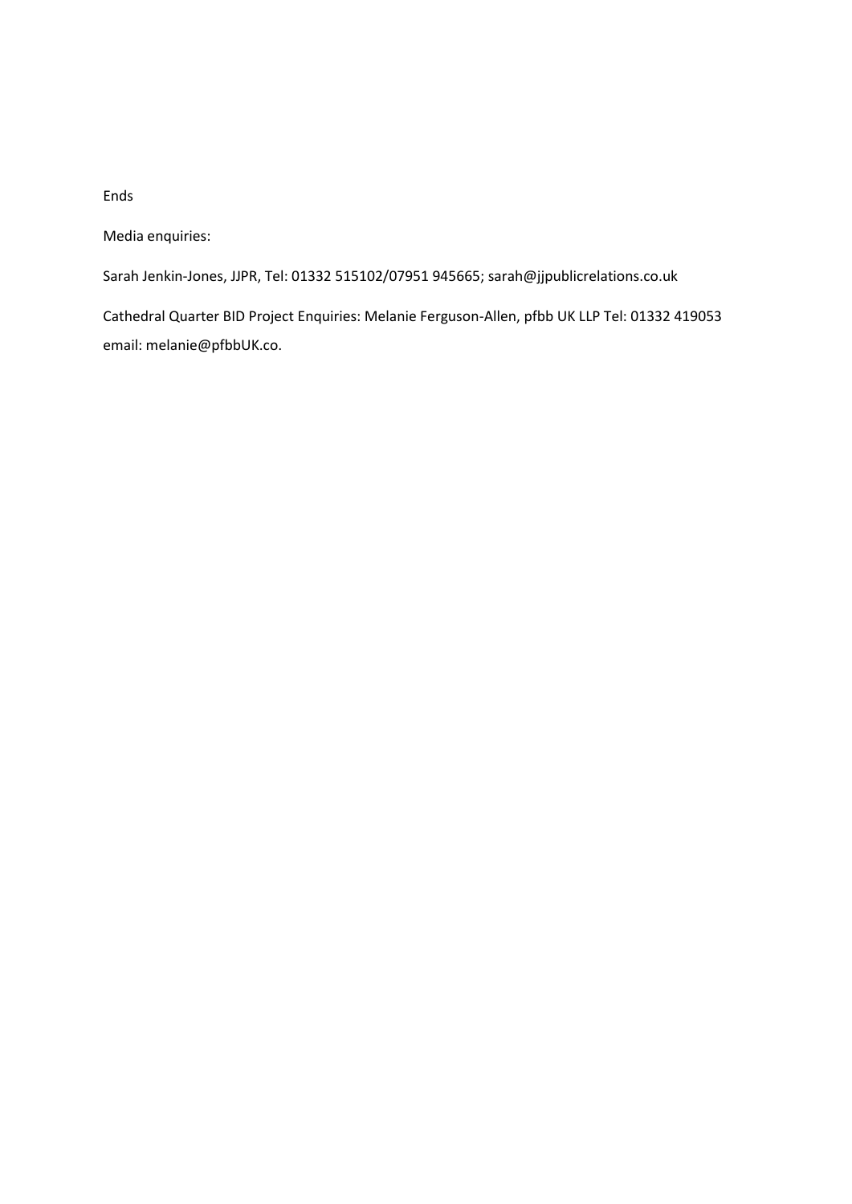Ends

Media enquiries:

Sarah Jenkin-Jones, JJPR, Tel: 01332 515102/07951 945665; sarah@jjpublicrelations.co.uk

Cathedral Quarter BID Project Enquiries: Melanie Ferguson-Allen, pfbb UK LLP Tel: 01332 419053 email: melanie@pfbbUK.co.